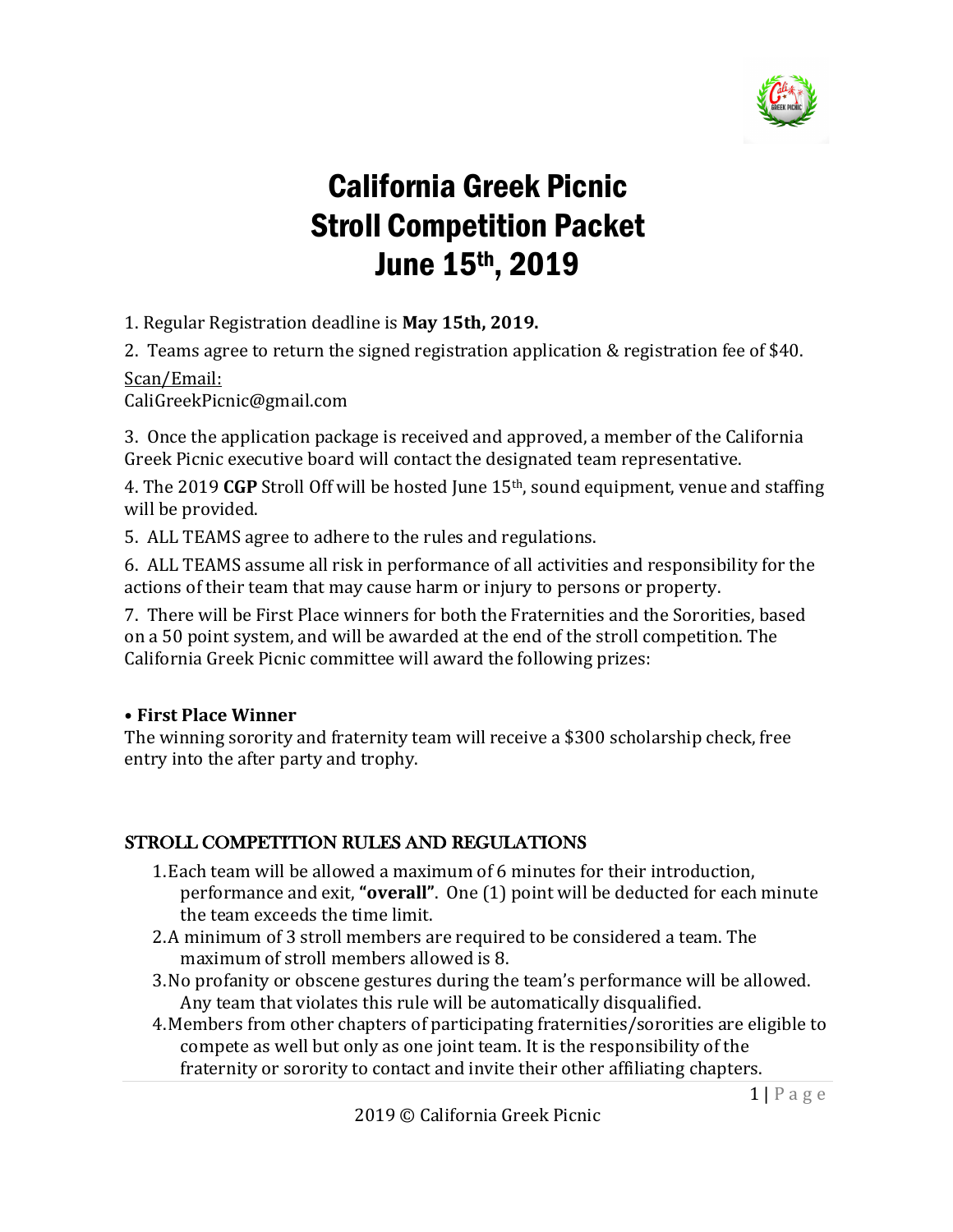# California Greek Picnic
# Stroll Competition Packet
# June 15th, 2019

1. Regular Registration deadline is **May 15th, 2019.**

2. Teams agree to return the signed registration application & registration fee of $40.

Scan/Email:
CaliGreekPicnic@gmail.com

3. Once the application package is received and approved, a member of the California Greek Picnic executive board will contact the designated team representative.

4. The 2019 **CGP** Stroll Off will be hosted June 15th, sound equipment, venue and staffing will be provided.

5. ALL TEAMS agree to adhere to the rules and regulations.

6. ALL TEAMS assume all risk in performance of all activities and responsibility for the actions of their team that may cause harm or injury to persons or property.

7. There will be First Place winners for both the Fraternities and the Sororities, based on a 50 point system, and will be awarded at the end of the stroll competition. The California Greek Picnic committee will award the following prizes:

• **First Place Winner**
The winning sorority and fraternity team will receive a $300 scholarship check, free entry into the after party and trophy.

## STROLL COMPETITION RULES AND REGULATIONS

1. Each team will be allowed a maximum of 6 minutes for their introduction, performance and exit, **"overall"**. One (1) point will be deducted for each minute the team exceeds the time limit.
2. A minimum of 3 stroll members are required to be considered a team. The maximum of stroll members allowed is 8.
3. No profanity or obscene gestures during the team's performance will be allowed. Any team that violates this rule will be automatically disqualified.
4. Members from other chapters of participating fraternities/sororities are eligible to compete as well but only as one joint team. It is the responsibility of the fraternity or sorority to contact and invite their other affiliating chapters.

2019 © California Greek Picnic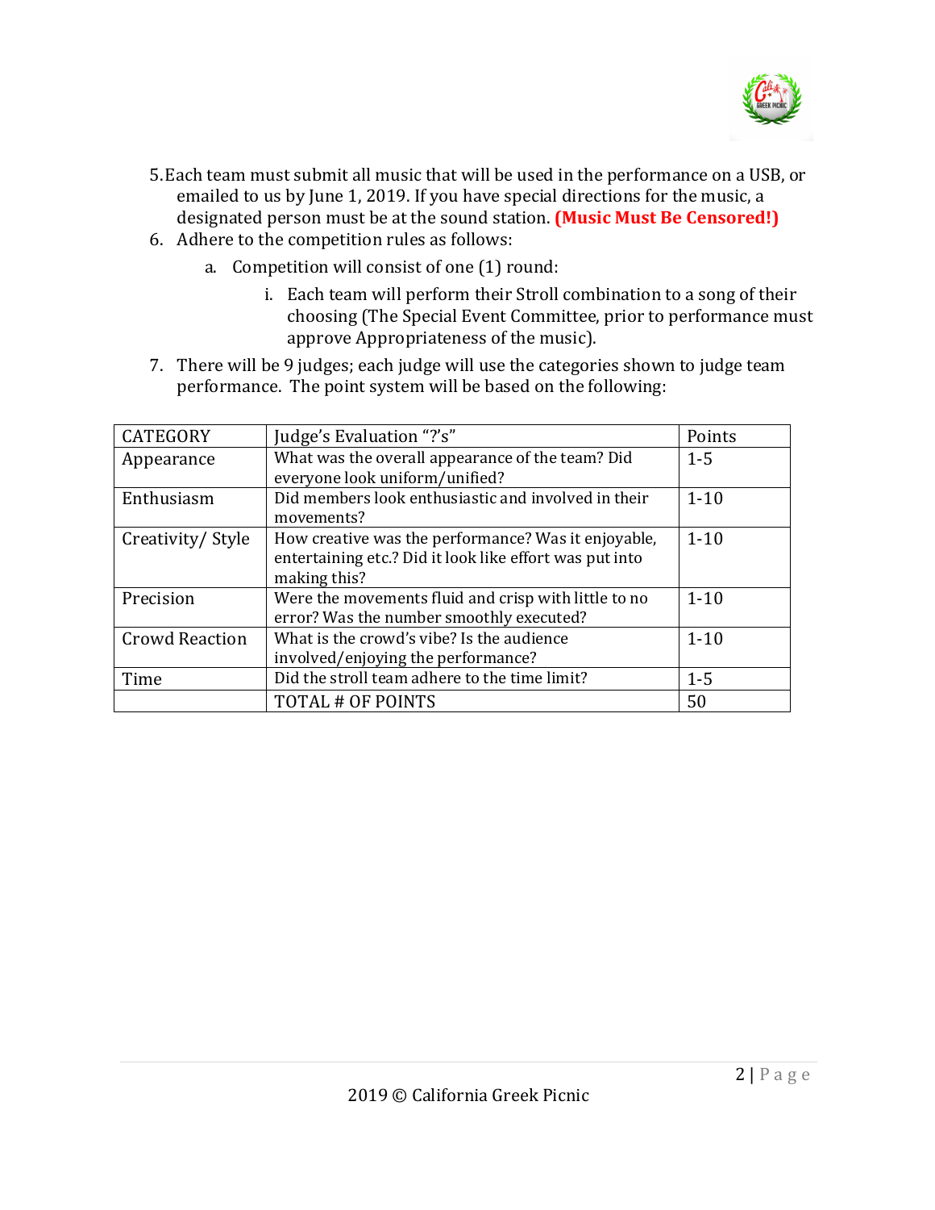5. Each team must submit all music that will be used in the performance on a USB, or emailed to us by June 1, 2019. If you have special directions for the music, a designated person must be at the sound station. **(Music Must Be Censored!)**
6. Adhere to the competition rules as follows:
   a. Competition will consist of one (1) round:
      i. Each team will perform their Stroll combination to a song of their choosing (The Special Event Committee, prior to performance must approve Appropriateness of the music).
7. There will be 9 judges; each judge will use the categories shown to judge team performance. The point system will be based on the following:

| CATEGORY | Judge's Evaluation "?'s" | Points |
|---|---|---|
| Appearance | What was the overall appearance of the team? Did everyone look uniform/unified? | 1-5 |
| Enthusiasm | Did members look enthusiastic and involved in their movements? | 1-10 |
| Creativity/ Style | How creative was the performance? Was it enjoyable, entertaining etc.? Did it look like effort was put into making this? | 1-10 |
| Precision | Were the movements fluid and crisp with little to no error? Was the number smoothly executed? | 1-10 |
| Crowd Reaction | What is the crowd's vibe? Is the audience involved/enjoying the performance? | 1-10 |
| Time | Did the stroll team adhere to the time limit? | 1-5 |
| | TOTAL # OF POINTS | 50 |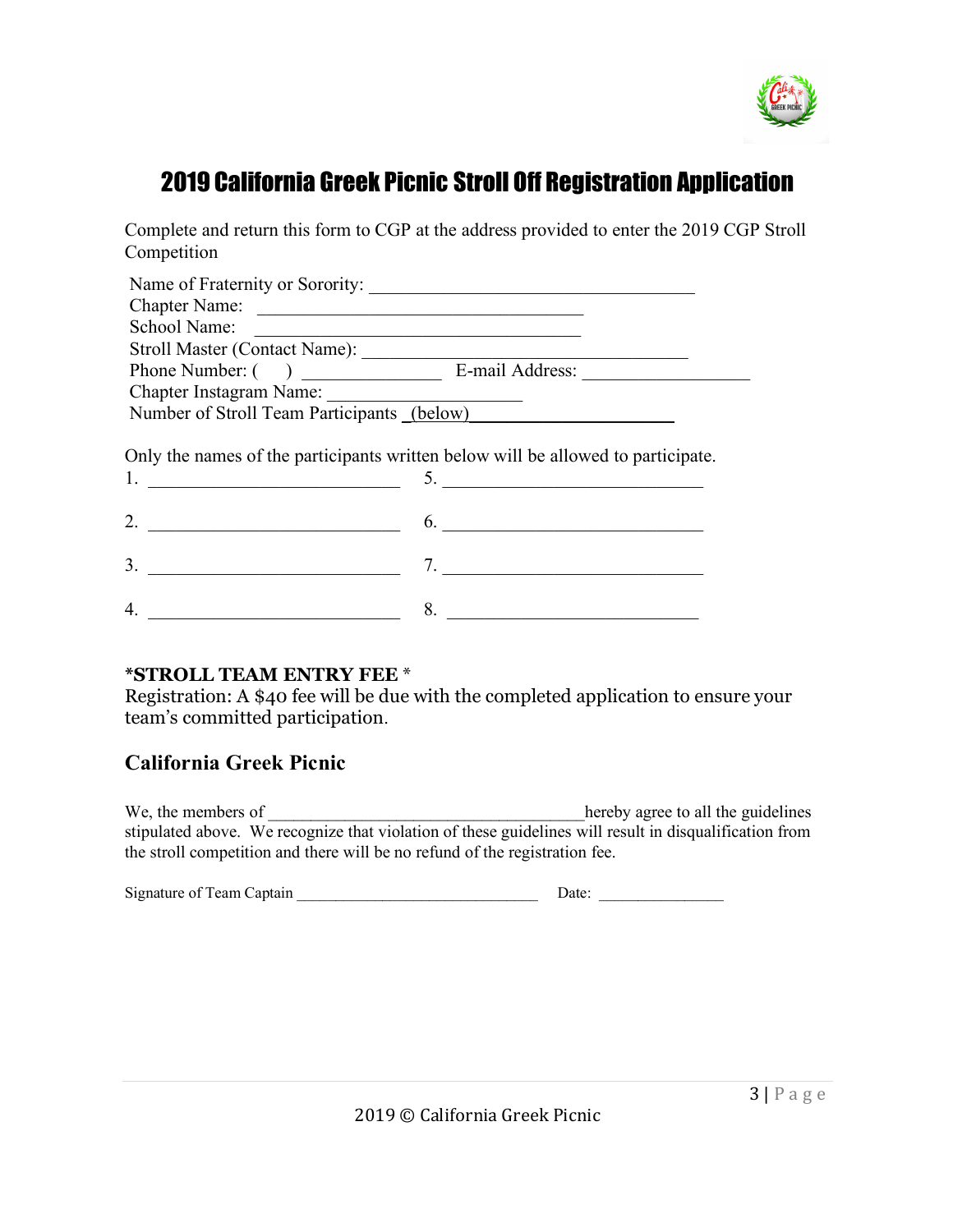# 2019 California Greek Picnic Stroll Off Registration Application

Complete and return this form to CGP at the address provided to enter the 2019 CGP Stroll Competition

Name of Fraternity or Sorority: ___________________________________
Chapter Name: ___________________________________
School Name: ___________________________________
Stroll Master (Contact Name): ___________________________________
Phone Number: (   ) _______________ E-mail Address: __________________
Chapter Instagram Name: ____________________
Number of Stroll Team Participants _(below)____________________

Only the names of the participants written below will be allowed to participate.

1. ___________________________ 5. ____________________________
2. ___________________________ 6. ____________________________
3. ___________________________ 7. ____________________________
4. ___________________________ 8. ___________________________

**\*STROLL TEAM ENTRY FEE** \*
Registration: A $40 fee will be due with the completed application to ensure your team's committed participation.

## California Greek Picnic

We, the members of ___________________________________hereby agree to all the guidelines stipulated above. We recognize that violation of these guidelines will result in disqualification from the stroll competition and there will be no refund of the registration fee.

Signature of Team Captain ______________________________ Date: _______________

2019 © California Greek Picnic